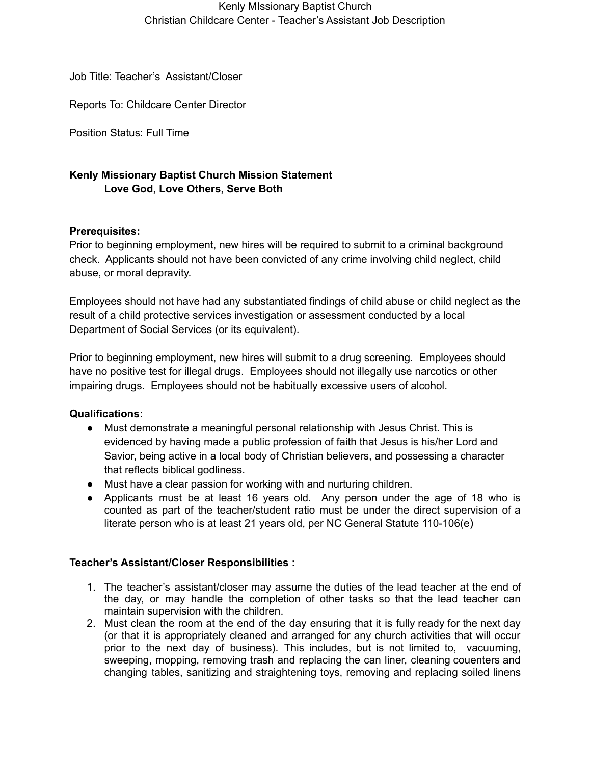Kenly MIssionary Baptist Church
Christian Childcare Center - Teacher's Assistant Job Description

Job Title: Teacher's Assistant/Closer

Reports To: Childcare Center Director

Position Status: Full Time

**Kenly Missionary Baptist Church Mission Statement**
**Love God, Love Others, Serve Both**

**Prerequisites:**
Prior to beginning employment, new hires will be required to submit to a criminal background check. Applicants should not have been convicted of any crime involving child neglect, child abuse, or moral depravity.

Employees should not have had any substantiated findings of child abuse or child neglect as the result of a child protective services investigation or assessment conducted by a local Department of Social Services (or its equivalent).

Prior to beginning employment, new hires will submit to a drug screening. Employees should have no positive test for illegal drugs. Employees should not illegally use narcotics or other impairing drugs. Employees should not be habitually excessive users of alcohol.

**Qualifications:**

- Must demonstrate a meaningful personal relationship with Jesus Christ. This is evidenced by having made a public profession of faith that Jesus is his/her Lord and Savior, being active in a local body of Christian believers, and possessing a character that reflects biblical godliness.
- Must have a clear passion for working with and nurturing children.
- Applicants must be at least 16 years old. Any person under the age of 18 who is counted as part of the teacher/student ratio must be under the direct supervision of a literate person who is at least 21 years old, per NC General Statute 110-106(e)

**Teacher's Assistant/Closer Responsibilities :**

1. The teacher's assistant/closer may assume the duties of the lead teacher at the end of the day, or may handle the completion of other tasks so that the lead teacher can maintain supervision with the children.
2. Must clean the room at the end of the day ensuring that it is fully ready for the next day (or that it is appropriately cleaned and arranged for any church activities that will occur prior to the next day of business). This includes, but is not limited to, vacuuming, sweeping, mopping, removing trash and replacing the can liner, cleaning couenters and changing tables, sanitizing and straightening toys, removing and replacing soiled linens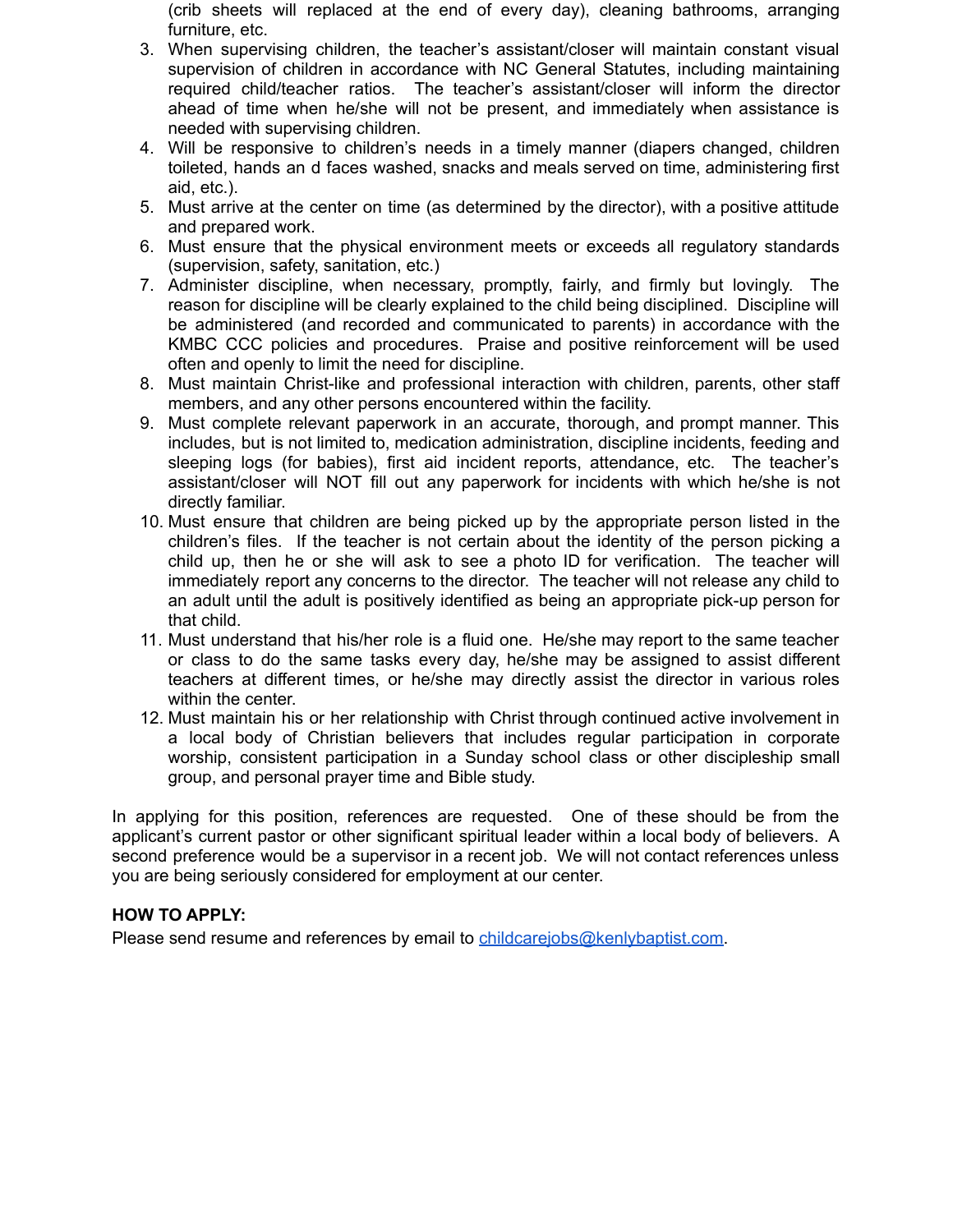(crib sheets will replaced at the end of every day), cleaning bathrooms, arranging furniture, etc.

3. When supervising children, the teacher's assistant/closer will maintain constant visual supervision of children in accordance with NC General Statutes, including maintaining required child/teacher ratios. The teacher's assistant/closer will inform the director ahead of time when he/she will not be present, and immediately when assistance is needed with supervising children.
4. Will be responsive to children's needs in a timely manner (diapers changed, children toileted, hands an d faces washed, snacks and meals served on time, administering first aid, etc.).
5. Must arrive at the center on time (as determined by the director), with a positive attitude and prepared work.
6. Must ensure that the physical environment meets or exceeds all regulatory standards (supervision, safety, sanitation, etc.)
7. Administer discipline, when necessary, promptly, fairly, and firmly but lovingly. The reason for discipline will be clearly explained to the child being disciplined. Discipline will be administered (and recorded and communicated to parents) in accordance with the KMBC CCC policies and procedures. Praise and positive reinforcement will be used often and openly to limit the need for discipline.
8. Must maintain Christ-like and professional interaction with children, parents, other staff members, and any other persons encountered within the facility.
9. Must complete relevant paperwork in an accurate, thorough, and prompt manner. This includes, but is not limited to, medication administration, discipline incidents, feeding and sleeping logs (for babies), first aid incident reports, attendance, etc. The teacher's assistant/closer will NOT fill out any paperwork for incidents with which he/she is not directly familiar.
10. Must ensure that children are being picked up by the appropriate person listed in the children's files. If the teacher is not certain about the identity of the person picking a child up, then he or she will ask to see a photo ID for verification. The teacher will immediately report any concerns to the director. The teacher will not release any child to an adult until the adult is positively identified as being an appropriate pick-up person for that child.
11. Must understand that his/her role is a fluid one. He/she may report to the same teacher or class to do the same tasks every day, he/she may be assigned to assist different teachers at different times, or he/she may directly assist the director in various roles within the center.
12. Must maintain his or her relationship with Christ through continued active involvement in a local body of Christian believers that includes regular participation in corporate worship, consistent participation in a Sunday school class or other discipleship small group, and personal prayer time and Bible study.

In applying for this position, references are requested. One of these should be from the applicant's current pastor or other significant spiritual leader within a local body of believers. A second preference would be a supervisor in a recent job. We will not contact references unless you are being seriously considered for employment at our center.

**HOW TO APPLY:**

Please send resume and references by email to childcarejobs@kenlybaptist.com.